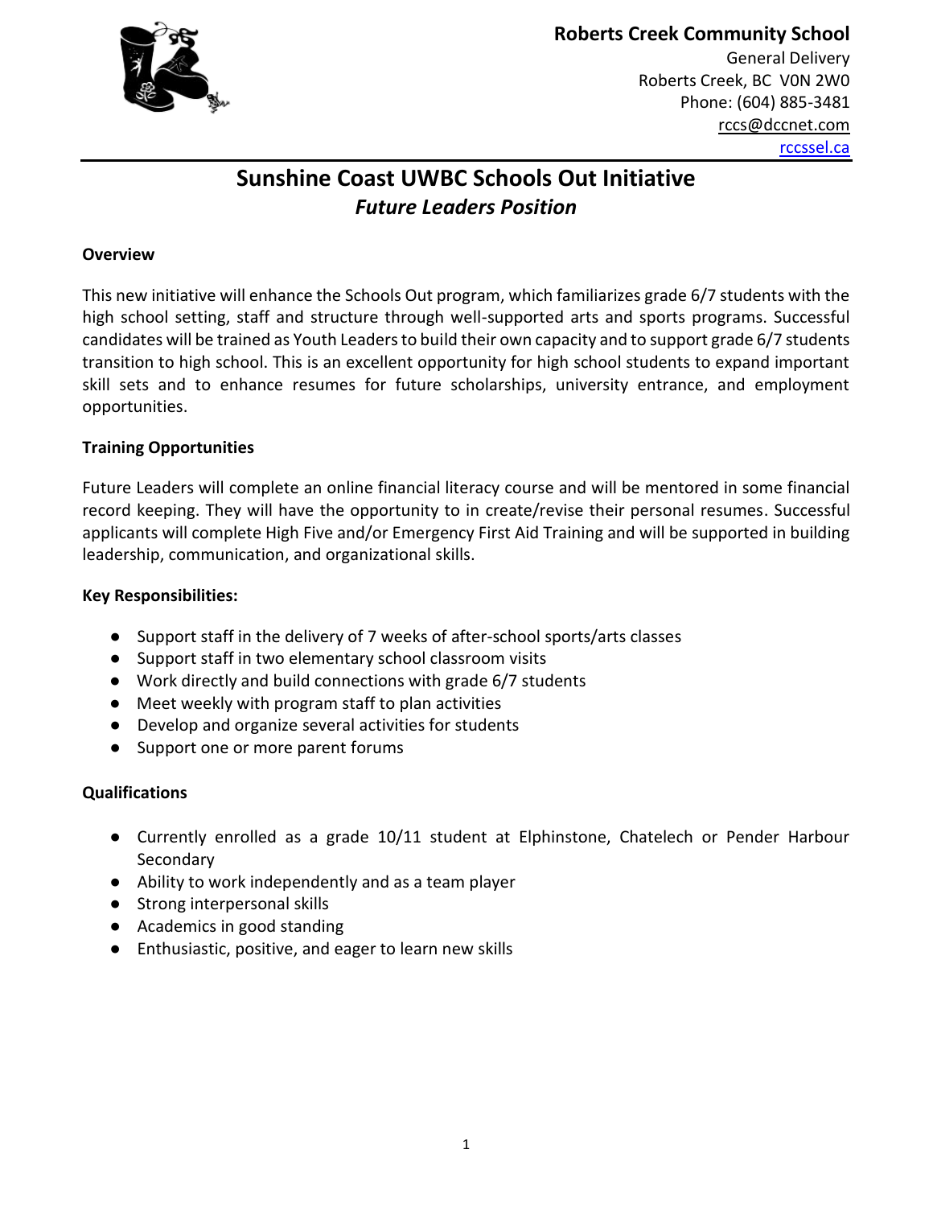**Roberts Creek Community School**
General Delivery
Roberts Creek, BC V0N 2W0
Phone: (604) 885-3481
rccs@dccnet.com
rccssel.ca

# Sunshine Coast UWBC Schools Out Initiative
## *Future Leaders Position*

**Overview**

This new initiative will enhance the Schools Out program, which familiarizes grade 6/7 students with the high school setting, staff and structure through well-supported arts and sports programs. Successful candidates will be trained as Youth Leaders to build their own capacity and to support grade 6/7 students transition to high school. This is an excellent opportunity for high school students to expand important skill sets and to enhance resumes for future scholarships, university entrance, and employment opportunities.

**Training Opportunities**

Future Leaders will complete an online financial literacy course and will be mentored in some financial record keeping. They will have the opportunity to in create/revise their personal resumes. Successful applicants will complete High Five and/or Emergency First Aid Training and will be supported in building leadership, communication, and organizational skills.

**Key Responsibilities:**

- Support staff in the delivery of 7 weeks of after-school sports/arts classes
- Support staff in two elementary school classroom visits
- Work directly and build connections with grade 6/7 students
- Meet weekly with program staff to plan activities
- Develop and organize several activities for students
- Support one or more parent forums

**Qualifications**

- Currently enrolled as a grade 10/11 student at Elphinstone, Chatelech or Pender Harbour Secondary
- Ability to work independently and as a team player
- Strong interpersonal skills
- Academics in good standing
- Enthusiastic, positive, and eager to learn new skills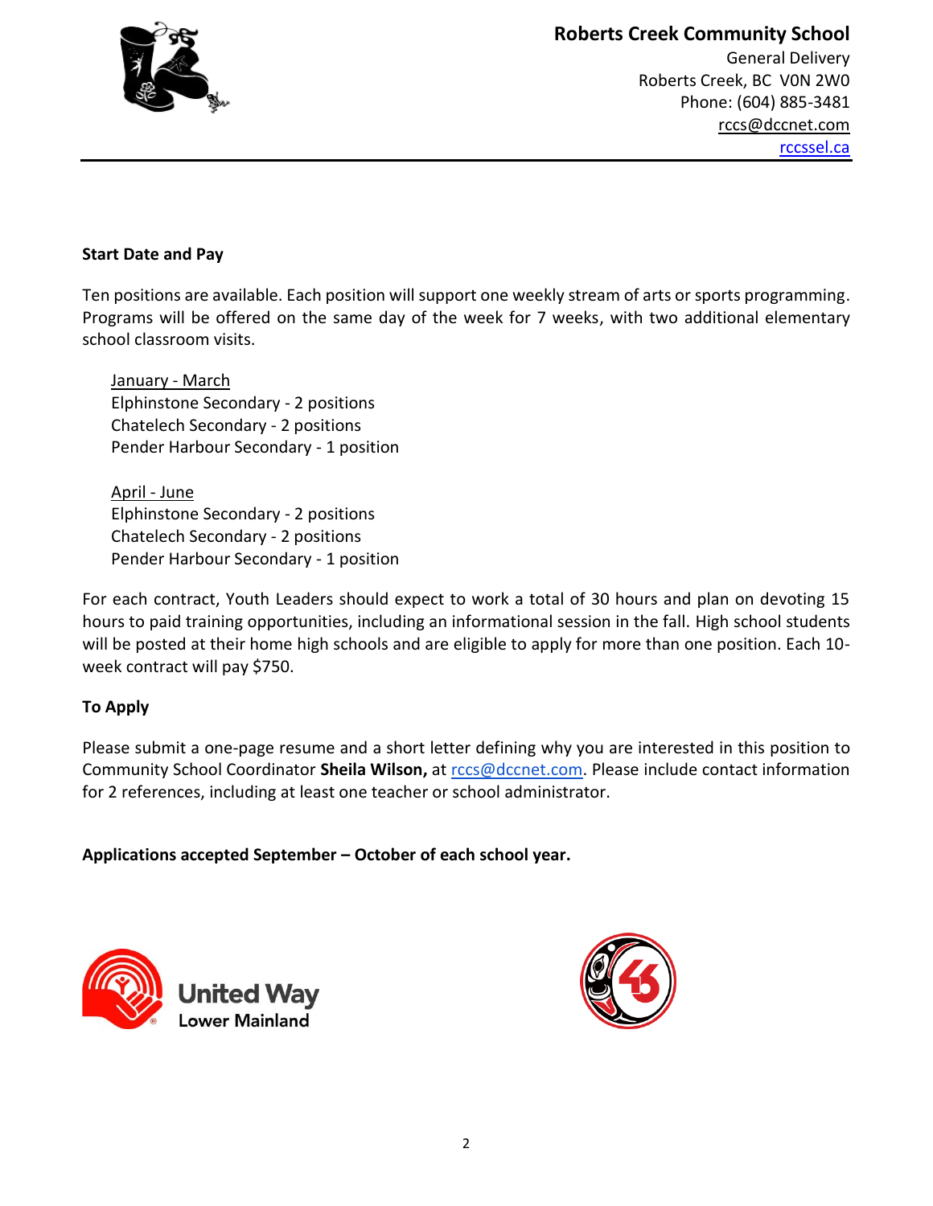**Roberts Creek Community School**
General Delivery
Roberts Creek, BC V0N 2W0
Phone: (604) 885-3481
rccs@dccnet.com
rccssel.ca

**Start Date and Pay**

Ten positions are available. Each position will support one weekly stream of arts or sports programming. Programs will be offered on the same day of the week for 7 weeks, with two additional elementary school classroom visits.

January - March
Elphinstone Secondary - 2 positions
Chatelech Secondary - 2 positions
Pender Harbour Secondary - 1 position

April - June
Elphinstone Secondary - 2 positions
Chatelech Secondary - 2 positions
Pender Harbour Secondary - 1 position

For each contract, Youth Leaders should expect to work a total of 30 hours and plan on devoting 15 hours to paid training opportunities, including an informational session in the fall. High school students will be posted at their home high schools and are eligible to apply for more than one position. Each 10-week contract will pay $750.

**To Apply**

Please submit a one-page resume and a short letter defining why you are interested in this position to Community School Coordinator **Sheila Wilson,** at rccs@dccnet.com. Please include contact information for 2 references, including at least one teacher or school administrator.

**Applications accepted September – October of each school year.**

United Way
Lower Mainland